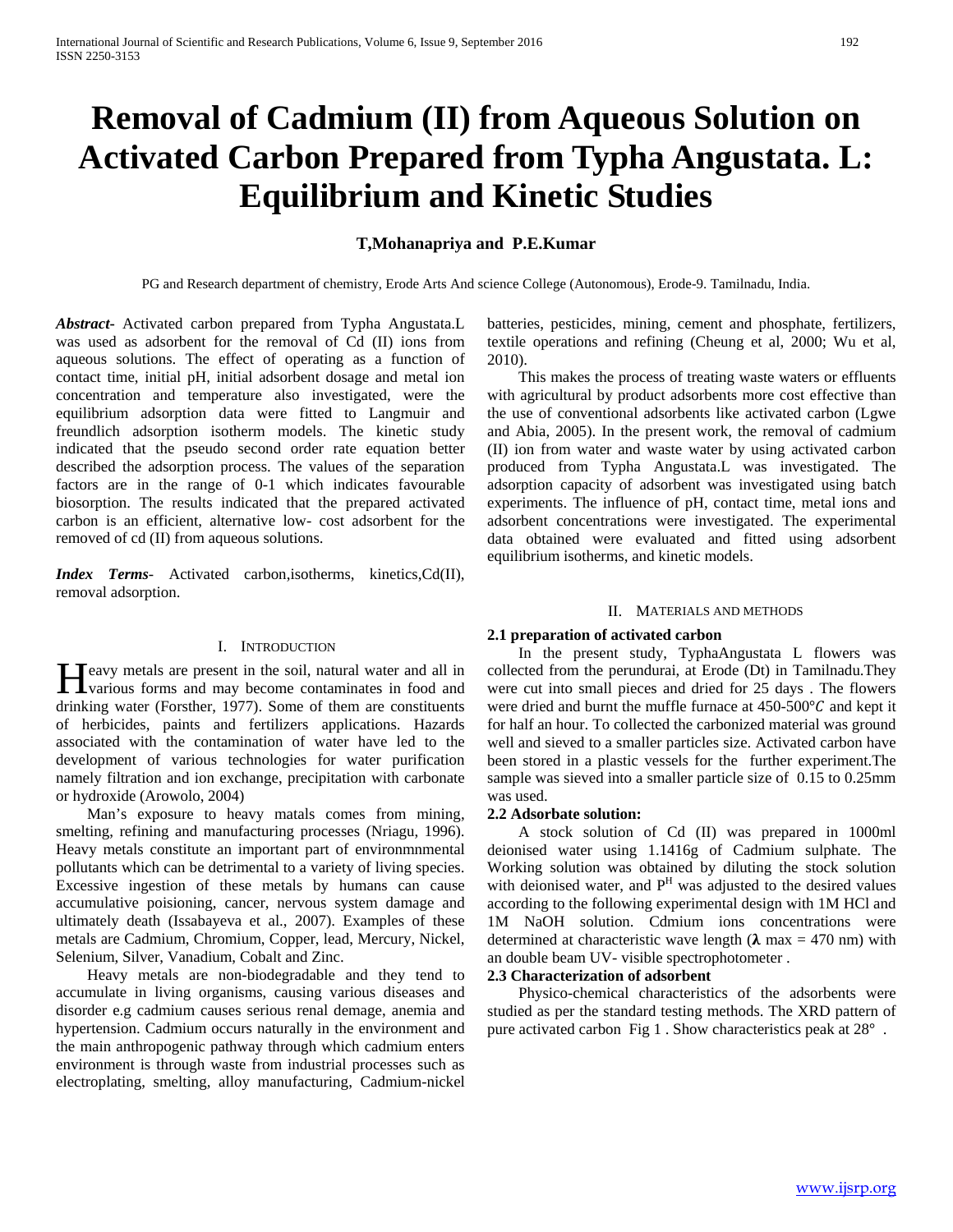# Removal of Cadmium (II) from Aqueous Solution on Activated Carbon Prepared from Typha Angustata. L: Equilibrium and Kinetic Studies

**T,Mohanapriya and P.E.Kumar**

PG and Research department of chemistry, Erode Arts And science College (Autonomous), Erode-9. Tamilnadu, India.

***Abstract-*** Activated carbon prepared from Typha Angustata.L was used as adsorbent for the removal of Cd (II) ions from aqueous solutions. The effect of operating as a function of contact time, initial pH, initial adsorbent dosage and metal ion concentration and temperature also investigated, were the equilibrium adsorption data were fitted to Langmuir and freundlich adsorption isotherm models. The kinetic study indicated that the pseudo second order rate equation better described the adsorption process. The values of the separation factors are in the range of 0-1 which indicates favourable biosorption. The results indicated that the prepared activated carbon is an efficient, alternative low- cost adsorbent for the removed of cd (II) from aqueous solutions.

***Index Terms*-** Activated carbon,isotherms, kinetics,Cd(II), removal adsorption.

## I. Introduction

Heavy metals are present in the soil, natural water and all in various forms and may become contaminates in food and drinking water (Forsther, 1977). Some of them are constituents of herbicides, paints and fertilizers applications. Hazards associated with the contamination of water have led to the development of various technologies for water purification namely filtration and ion exchange, precipitation with carbonate or hydroxide (Arowolo, 2004)

Man's exposure to heavy matals comes from mining, smelting, refining and manufacturing processes (Nriagu, 1996). Heavy metals constitute an important part of environmnmental pollutants which can be detrimental to a variety of living species. Excessive ingestion of these metals by humans can cause accumulative poisioning, cancer, nervous system damage and ultimately death (Issabayeva et al., 2007). Examples of these metals are Cadmium, Chromium, Copper, lead, Mercury, Nickel, Selenium, Silver, Vanadium, Cobalt and Zinc.

Heavy metals are non-biodegradable and they tend to accumulate in living organisms, causing various diseases and disorder e.g cadmium causes serious renal demage, anemia and hypertension. Cadmium occurs naturally in the environment and the main anthropogenic pathway through which cadmium enters environment is through waste from industrial processes such as electroplating, smelting, alloy manufacturing, Cadmium-nickel batteries, pesticides, mining, cement and phosphate, fertilizers, textile operations and refining (Cheung et al, 2000; Wu et al, 2010).

This makes the process of treating waste waters or effluents with agricultural by product adsorbents more cost effective than the use of conventional adsorbents like activated carbon (Lgwe and Abia, 2005). In the present work, the removal of cadmium (II) ion from water and waste water by using activated carbon produced from Typha Angustata.L was investigated. The adsorption capacity of adsorbent was investigated using batch experiments. The influence of pH, contact time, metal ions and adsorbent concentrations were investigated. The experimental data obtained were evaluated and fitted using adsorbent equilibrium isotherms, and kinetic models.

## II. Materials and Methods

### 2.1 preparation of activated carbon

In the present study, TyphaAngustata L flowers was collected from the perundurai, at Erode (Dt) in Tamilnadu.They were cut into small pieces and dried for 25 days . The flowers were dried and burnt the muffle furnace at 450-500°$C$ and kept it for half an hour. To collected the carbonized material was ground well and sieved to a smaller particles size. Activated carbon have been stored in a plastic vessels for the further experiment.The sample was sieved into a smaller particle size of 0.15 to 0.25mm was used.

### 2.2 Adsorbate solution:

A stock solution of Cd (II) was prepared in 1000ml deionised water using 1.1416g of Cadmium sulphate. The Working solution was obtained by diluting the stock solution with deionised water, and $P^H$ was adjusted to the desired values according to the following experimental design with 1M HCl and 1M NaOH solution. Cdmium ions concentrations were determined at characteristic wave length (**λ** max = 470 nm) with an double beam UV- visible spectrophotometer .

### 2.3 Characterization of adsorbent

Physico-chemical characteristics of the adsorbents were studied as per the standard testing methods. The XRD pattern of pure activated carbon Fig 1 . Show characteristics peak at 28° .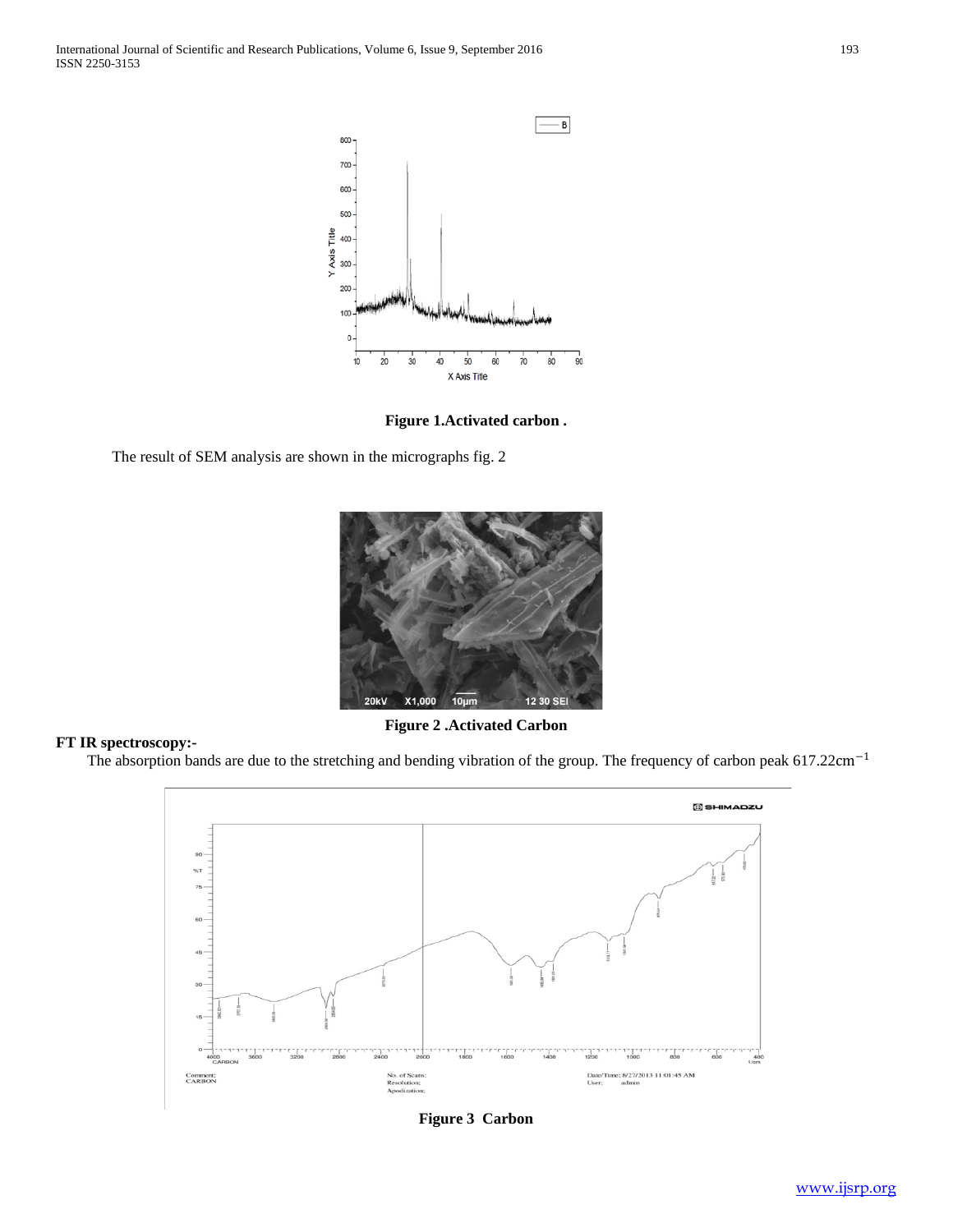**Figure 1.Activated carbon .**

The result of SEM analysis are shown in the micrographs fig. 2

**Figure 2 .Activated Carbon**

**FT IR spectroscopy:-**

The absorption bands are due to the stretching and bending vibration of the group. The frequency of carbon peak 617.22cm$^{-1}$

**Figure 3 Carbon**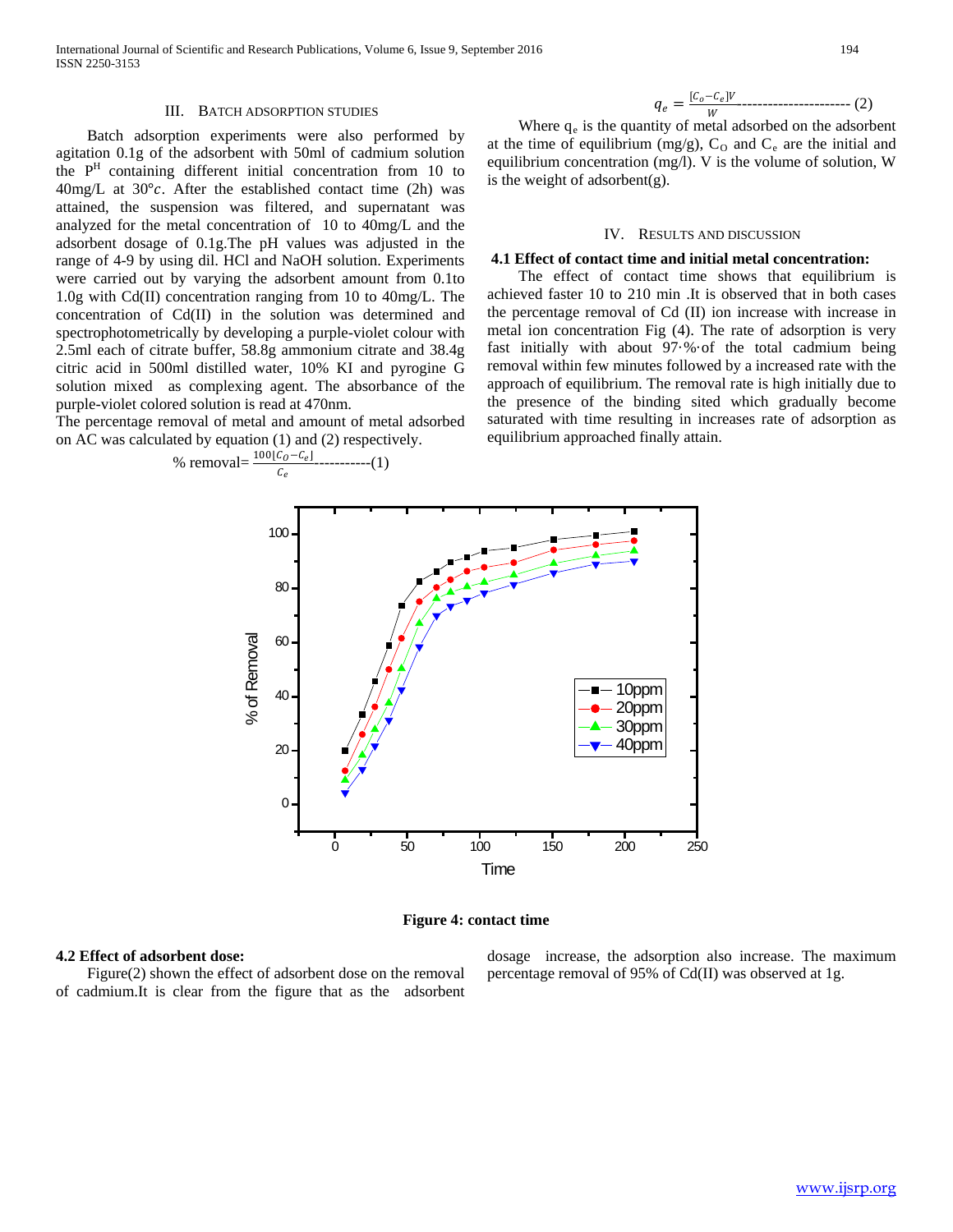## III. Batch Adsorption Studies

Batch adsorption experiments were also performed by agitation 0.1g of the adsorbent with 50ml of cadmium solution the $P^H$ containing different initial concentration from 10 to 40mg/L at 30°c. After the established contact time (2h) was attained, the suspension was filtered, and supernatant was analyzed for the metal concentration of 10 to 40mg/L and the adsorbent dosage of 0.1g.The pH values was adjusted in the range of 4-9 by using dil. HCl and NaOH solution. Experiments were carried out by varying the adsorbent amount from 0.1to 1.0g with Cd(II) concentration ranging from 10 to 40mg/L. The concentration of Cd(II) in the solution was determined and spectrophotometrically by developing a purple-violet colour with 2.5ml each of citrate buffer, 58.8g ammonium citrate and 38.4g citric acid in 500ml distilled water, 10% KI and pyrogine G solution mixed as complexing agent. The absorbance of the purple-violet colored solution is read at 470nm.

The percentage removal of metal and amount of metal adsorbed on AC was calculated by equation (1) and (2) respectively.

$$\% \text{ removal} = \frac{100[C_O - C_e]}{C_e} \text{-----------(1)}$$

$$q_e = \frac{[C_o - C_e]V}{W} \text{---------------------- (2)}$$

Where $q_e$ is the quantity of metal adsorbed on the adsorbent at the time of equilibrium (mg/g), $C_O$ and $C_e$ are the initial and equilibrium concentration (mg/l). V is the volume of solution, W is the weight of adsorbent(g).

## IV. Results and Discussion

### 4.1 Effect of contact time and initial metal concentration:

The effect of contact time shows that equilibrium is achieved faster 10 to 210 min .It is observed that in both cases the percentage removal of Cd (II) ion increase with increase in metal ion concentration Fig (4). The rate of adsorption is very fast initially with about 97·%·of the total cadmium being removal within few minutes followed by a increased rate with the approach of equilibrium. The removal rate is high initially due to the presence of the binding sited which gradually become saturated with time resulting in increases rate of adsorption as equilibrium approached finally attain.

**Figure 4: contact time**

### 4.2 Effect of adsorbent dose:

Figure(2) shown the effect of adsorbent dose on the removal of cadmium.It is clear from the figure that as the adsorbent dosage increase, the adsorption also increase. The maximum percentage removal of 95% of Cd(II) was observed at 1g.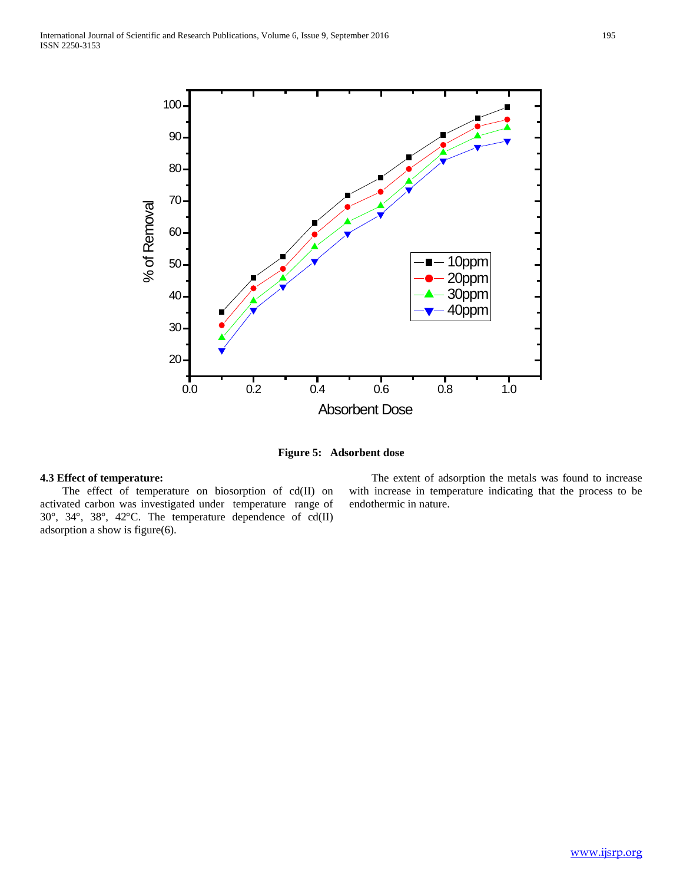**Figure 5: Adsorbent dose**

### 4.3 Effect of temperature:

The effect of temperature on biosorption of cd(II) on activated carbon was investigated under temperature range of 30°, 34°, 38°, 42°C. The temperature dependence of cd(II) adsorption a show is figure(6).

The extent of adsorption the metals was found to increase with increase in temperature indicating that the process to be endothermic in nature.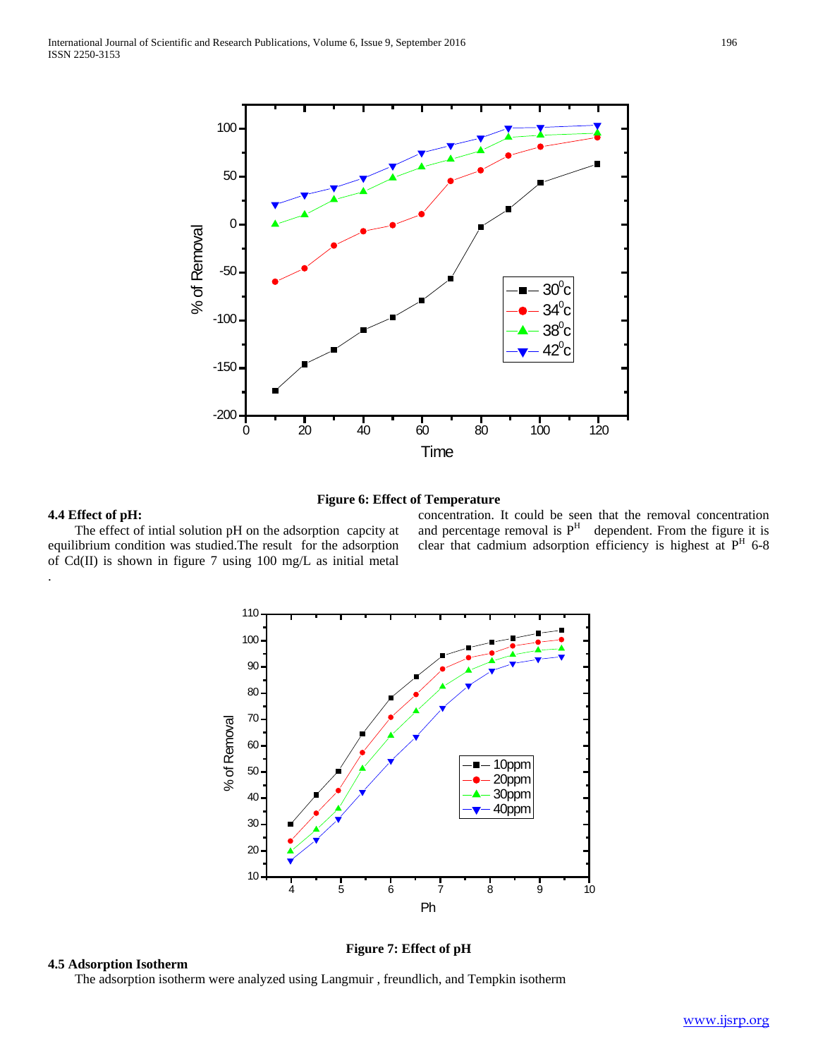**Figure 6: Effect of Temperature**

**4.4 Effect of pH:**

The effect of intial solution pH on the adsorption capcity at equilibrium condition was studied.The result for the adsorption of Cd(II) is shown in figure 7 using 100 mg/L as initial metal concentration. It could be seen that the removal concentration and percentage removal is $P^H$ dependent. From the figure it is clear that cadmium adsorption efficiency is highest at $P^H$ 6-8

.

**Figure 7: Effect of pH**

**4.5 Adsorption Isotherm**

The adsorption isotherm were analyzed using Langmuir , freundlich, and Tempkin isotherm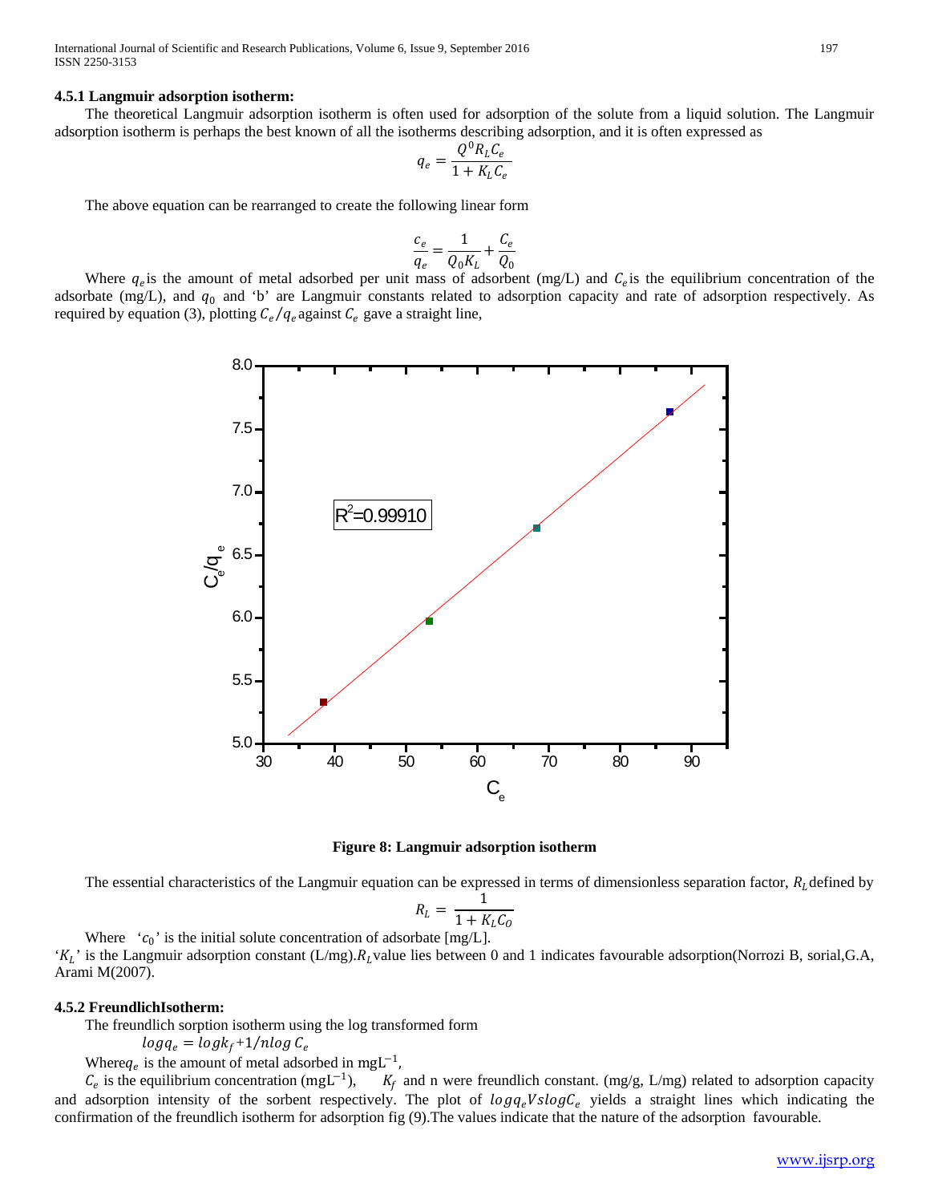#### 4.5.1 Langmuir adsorption isotherm:

The theoretical Langmuir adsorption isotherm is often used for adsorption of the solute from a liquid solution. The Langmuir adsorption isotherm is perhaps the best known of all the isotherms describing adsorption, and it is often expressed as

$$q_e = \frac{Q^0 R_L C_e}{1 + K_L C_e}$$

The above equation can be rearranged to create the following linear form

$$\frac{c_e}{q_e} = \frac{1}{Q_0 K_L} + \frac{C_e}{Q_0}$$

Where $q_e$ is the amount of metal adsorbed per unit mass of adsorbent (mg/L) and $C_e$ is the equilibrium concentration of the adsorbate (mg/L), and $q_0$ and 'b' are Langmuir constants related to adsorption capacity and rate of adsorption respectively. As required by equation (3), plotting $C_e/q_e$ against $C_e$ gave a straight line,

**Figure 8: Langmuir adsorption isotherm**

The essential characteristics of the Langmuir equation can be expressed in terms of dimensionless separation factor, $R_L$ defined by

$$R_L = \frac{1}{1 + K_L C_O}$$

Where '$c_0$' is the initial solute concentration of adsorbate [mg/L].

'$K_L$' is the Langmuir adsorption constant (L/mg). $R_L$ value lies between 0 and 1 indicates favourable adsorption(Norrozi B, sorial,G.A, Arami M(2007).

#### 4.5.2 FreundlichIsotherm:

The freundlich sorption isotherm using the log transformed form

$$log q_e = log k_f + 1/n log\, C_e$$

Where $q_e$ is the amount of metal adsorbed in $mgL^{-1}$,

$C_e$ is the equilibrium concentration ($mgL^{-1}$), $K_f$ and n were freundlich constant. (mg/g, L/mg) related to adsorption capacity and adsorption intensity of the sorbent respectively. The plot of $log q_e Vs log C_e$ yields a straight lines which indicating the confirmation of the freundlich isotherm for adsorption fig (9).The values indicate that the nature of the adsorption favourable.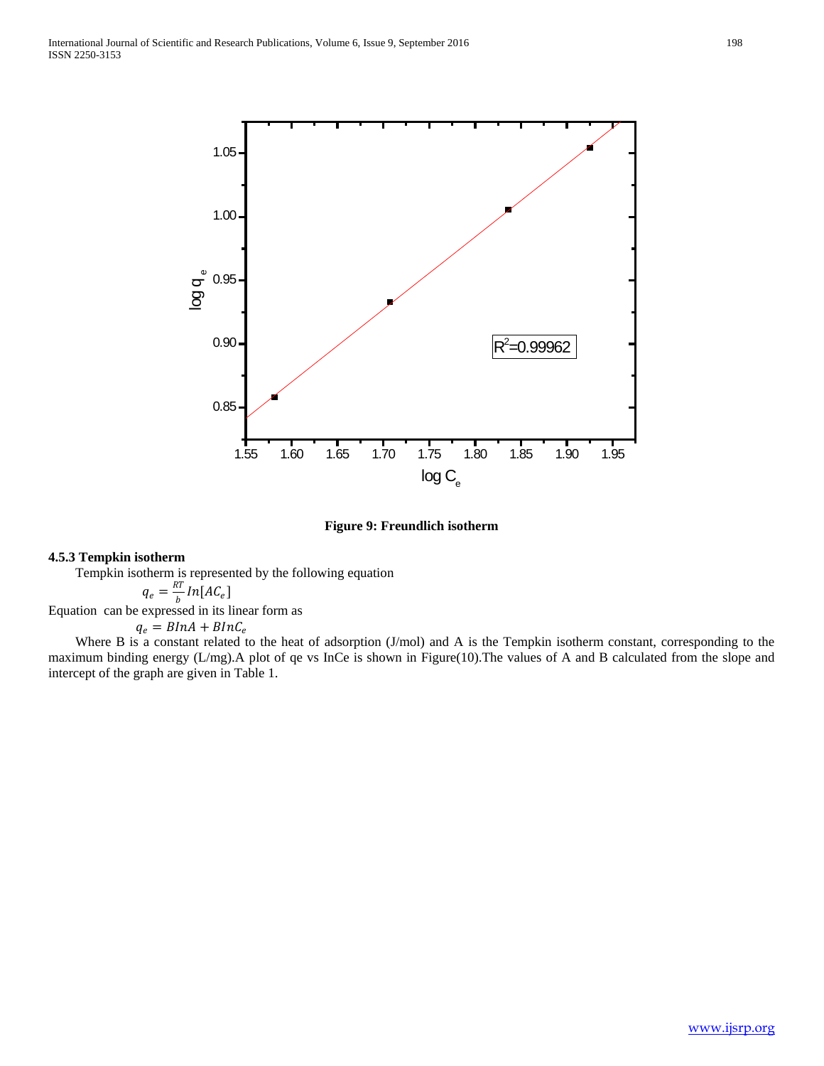Figure 9: Freundlich isotherm

### 4.5.3 Tempkin isotherm

Tempkin isotherm is represented by the following equation

$$q_e = \frac{RT}{b} In[AC_e]$$

Equation can be expressed in its linear form as

$$q_e = BInA + BInC_e$$

Where B is a constant related to the heat of adsorption (J/mol) and A is the Tempkin isotherm constant, corresponding to the maximum binding energy (L/mg).A plot of qe vs InCe is shown in Figure(10).The values of A and B calculated from the slope and intercept of the graph are given in Table 1.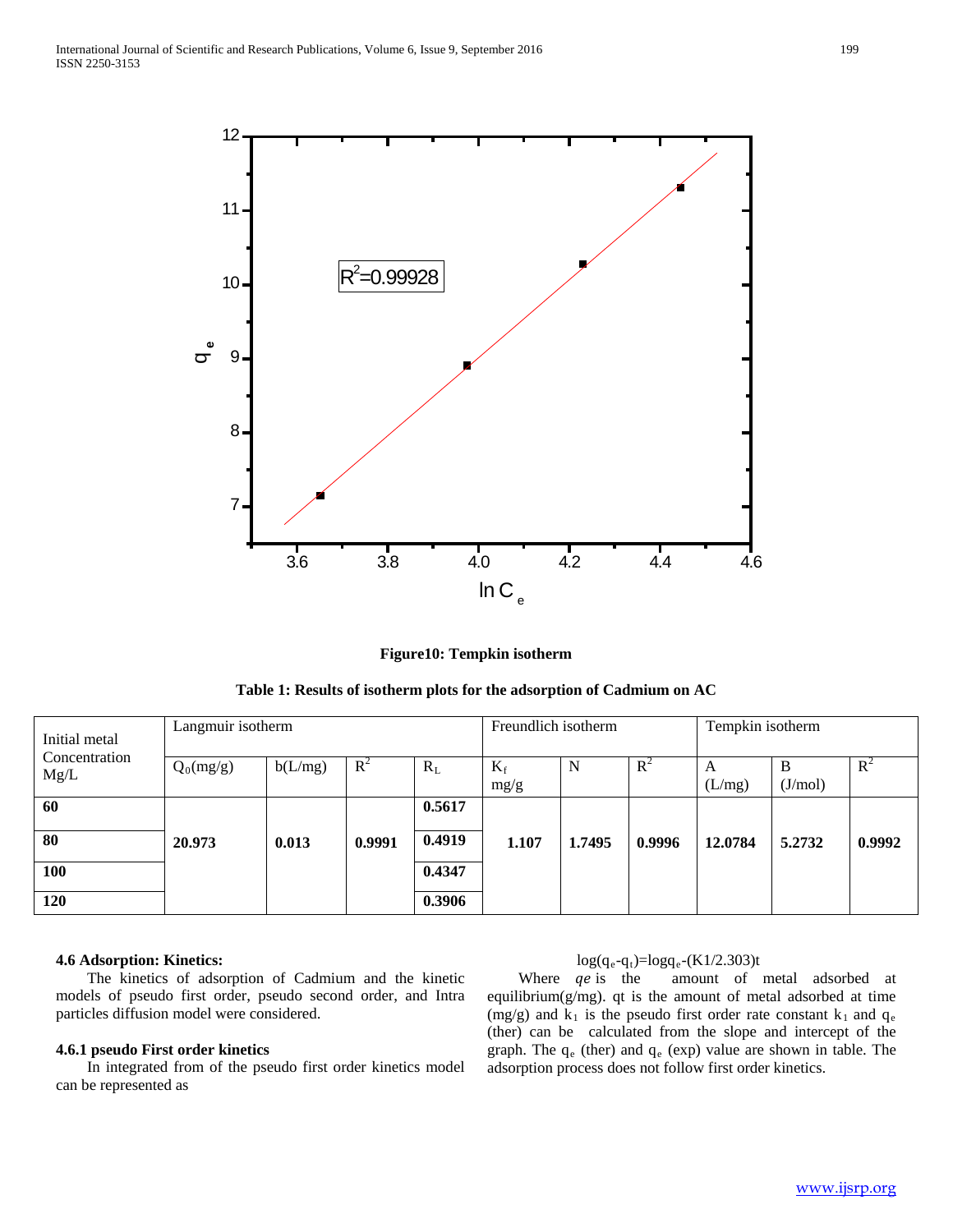**Figure10: Tempkin isotherm**

**Table 1: Results of isotherm plots for the adsorption of Cadmium on AC**

| Initial metal Concentration Mg/L | Langmuir isotherm | | | | Freundlich isotherm | | | Tempkin isotherm | | |
|---|---|---|---|---|---|---|---|---|---|---|
| | $Q_0$(mg/g) | b(L/mg) | $R^2$ | $R_L$ | $K_f$ mg/g | N | $R^2$ | A (L/mg) | B (J/mol) | $R^2$ |
| **60** | **20.973** | **0.013** | **0.9991** | **0.5617** | **1.107** | **1.7495** | **0.9996** | **12.0784** | **5.2732** | **0.9992** |
| **80** | | | | **0.4919** | | | | | | |
| **100** | | | | **0.4347** | | | | | | |
| **120** | | | | **0.3906** | | | | | | |

**4.6 Adsorption: Kinetics:**

The kinetics of adsorption of Cadmium and the kinetic models of pseudo first order, pseudo second order, and Intra particles diffusion model were considered.

**4.6.1 pseudo First order kinetics**

In integrated from of the pseudo first order kinetics model can be represented as

$$\log(q_e-q_t)=\log q_e-(K1/2.303)t$$

Where *qe* is the amount of metal adsorbed at equilibrium(g/mg). qt is the amount of metal adsorbed at time (mg/g) and $k_1$ is the pseudo first order rate constant $k_1$ and $q_e$ (ther) can be calculated from the slope and intercept of the graph. The $q_e$ (ther) and $q_e$ (exp) value are shown in table. The adsorption process does not follow first order kinetics.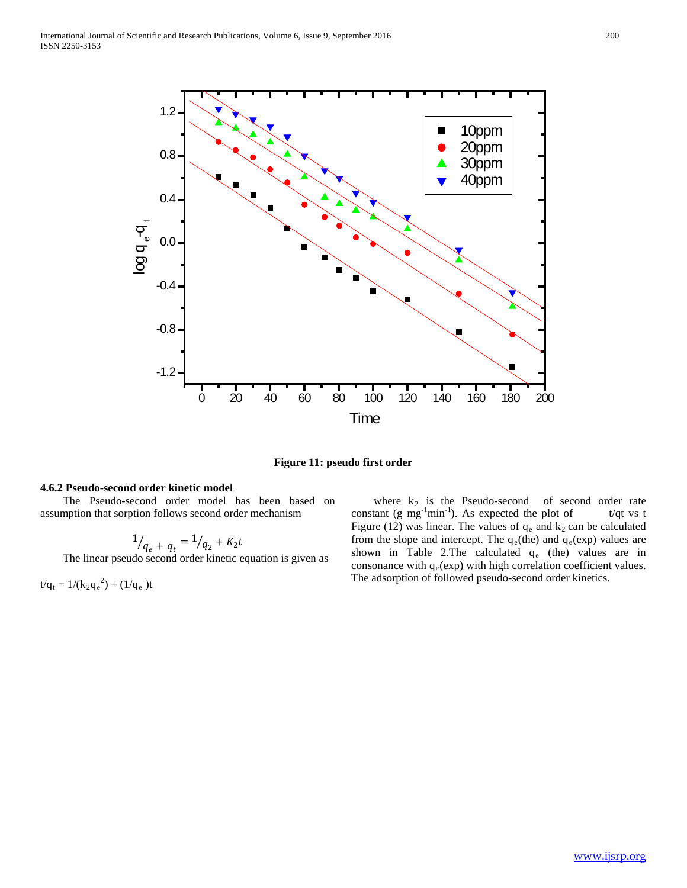**Figure 11: pseudo first order**

### 4.6.2 Pseudo-second order kinetic model

The Pseudo-second order model has been based on assumption that sorption follows second order mechanism

$$1/_{q_e + q_t} = 1/_{q_2} + K_2 t$$

The linear pseudo second order kinetic equation is given as

$t/q_t = 1/(k_2 q_e^2) + (1/q_e)t$

where $k_2$ is the Pseudo-second of second order rate constant (g $mg^{-1}min^{-1}$). As expected the plot of t/qt vs t Figure (12) was linear. The values of $q_e$ and $k_2$ can be calculated from the slope and intercept. The $q_e$(the) and $q_e$(exp) values are shown in Table 2.The calculated $q_e$ (the) values are in consonance with $q_e$(exp) with high correlation coefficient values. The adsorption of followed pseudo-second order kinetics.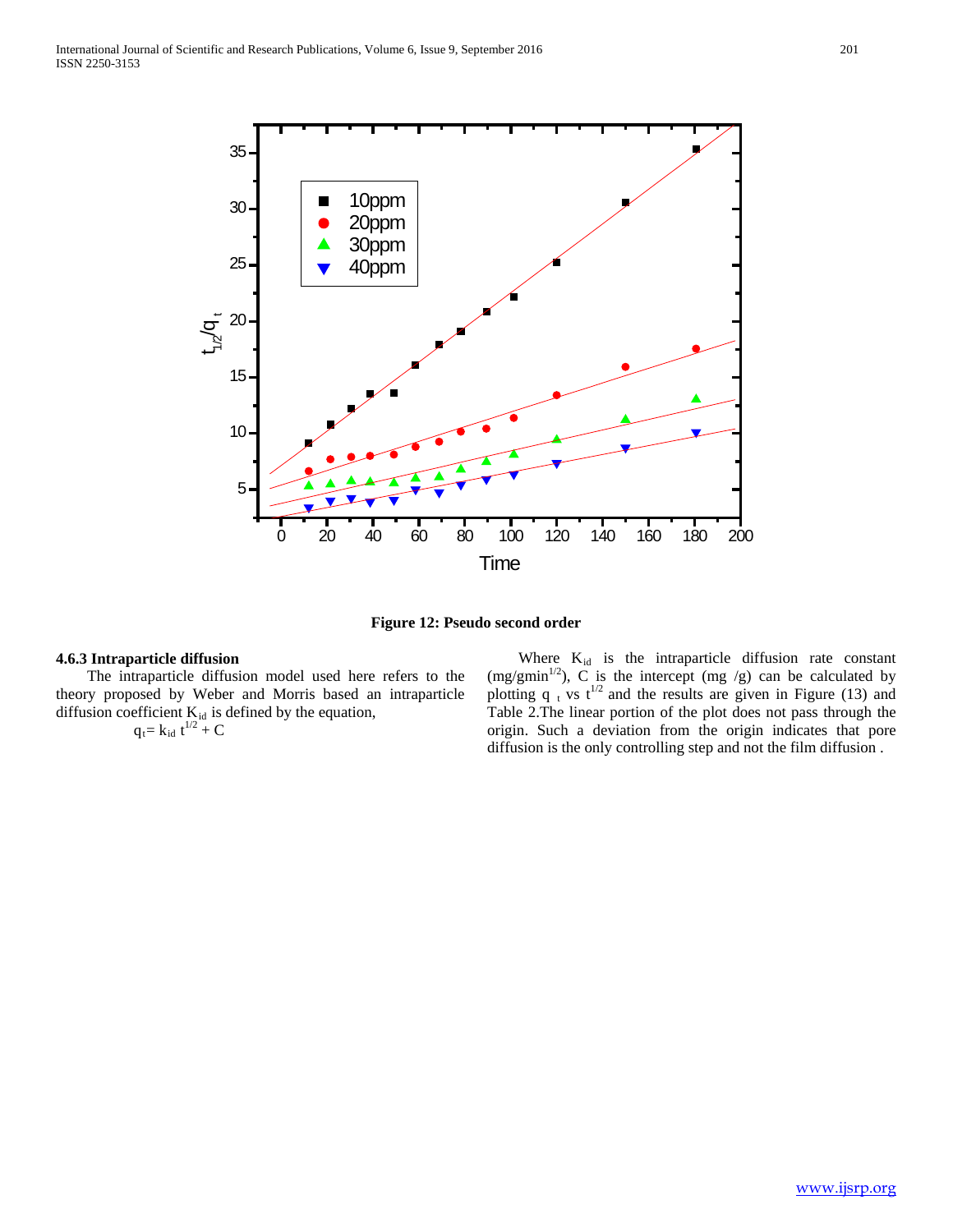**Figure 12: Pseudo second order**

### 4.6.3 Intraparticle diffusion

The intraparticle diffusion model used here refers to the theory proposed by Weber and Morris based an intraparticle diffusion coefficient $K_{id}$ is defined by the equation,

$$q_t = k_{id}\, t^{1/2} + C$$

Where $K_{id}$ is the intraparticle diffusion rate constant ($mg/gmin^{1/2}$), C is the intercept (mg /g) can be calculated by plotting $q_t$ vs $t^{1/2}$ and the results are given in Figure (13) and Table 2.The linear portion of the plot does not pass through the origin. Such a deviation from the origin indicates that pore diffusion is the only controlling step and not the film diffusion .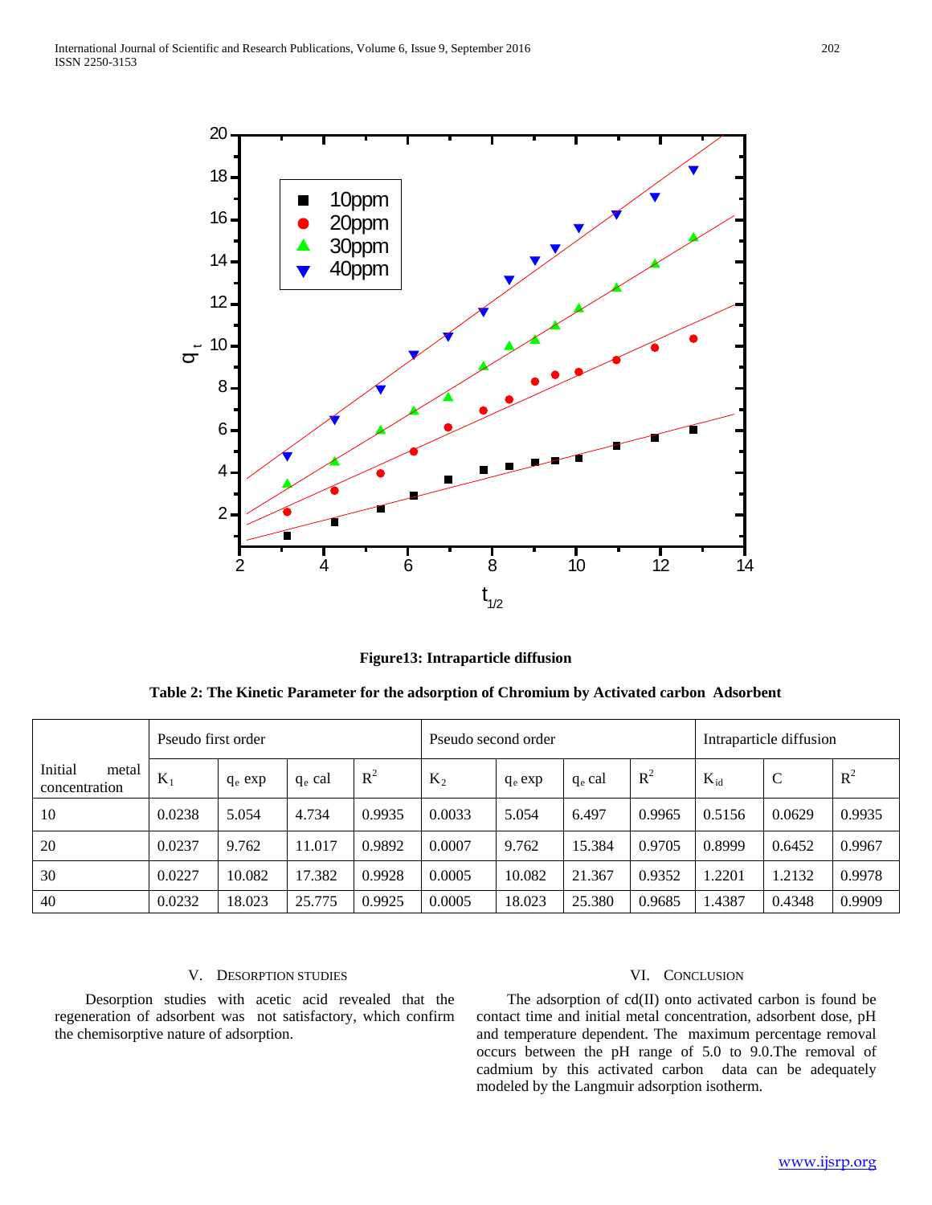Figure13: Intraparticle diffusion

**Table 2: The Kinetic Parameter for the adsorption of Chromium by Activated carbon Adsorbent**

| Initial metal concentration | Pseudo first order | | | | Pseudo second order | | | | Intraparticle diffusion | | |
|---|---|---|---|---|---|---|---|---|---|---|---|
| | $K_1$ | $q_e$ exp | $q_e$ cal | $R^2$ | $K_2$ | $q_e$ exp | $q_e$ cal | $R^2$ | $K_{id}$ | C | $R^2$ |
| 10 | 0.0238 | 5.054 | 4.734 | 0.9935 | 0.0033 | 5.054 | 6.497 | 0.9965 | 0.5156 | 0.0629 | 0.9935 |
| 20 | 0.0237 | 9.762 | 11.017 | 0.9892 | 0.0007 | 9.762 | 15.384 | 0.9705 | 0.8999 | 0.6452 | 0.9967 |
| 30 | 0.0227 | 10.082 | 17.382 | 0.9928 | 0.0005 | 10.082 | 21.367 | 0.9352 | 1.2201 | 1.2132 | 0.9978 |
| 40 | 0.0232 | 18.023 | 25.775 | 0.9925 | 0.0005 | 18.023 | 25.380 | 0.9685 | 1.4387 | 0.4348 | 0.9909 |

## V. Desorption Studies

Desorption studies with acetic acid revealed that the regeneration of adsorbent was not satisfactory, which confirm the chemisorptive nature of adsorption.

## VI. Conclusion

The adsorption of cd(II) onto activated carbon is found be contact time and initial metal concentration, adsorbent dose, pH and temperature dependent. The maximum percentage removal occurs between the pH range of 5.0 to 9.0.The removal of cadmium by this activated carbon data can be adequately modeled by the Langmuir adsorption isotherm.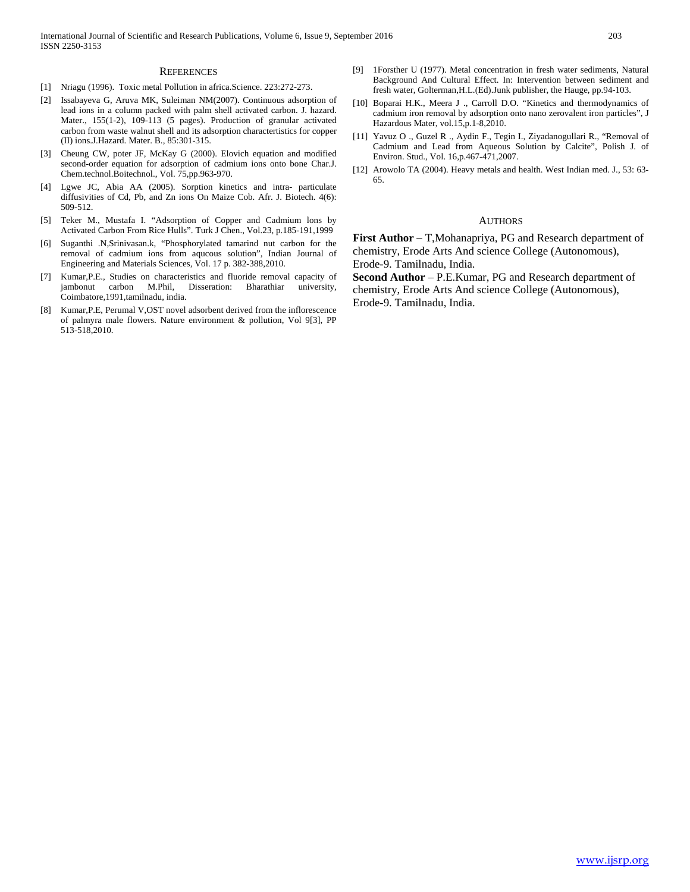## REFERENCES

[1] Nriagu (1996). Toxic metal Pollution in africa.Science. 223:272-273.

[2] Issabayeva G, Aruva MK, Suleiman NM(2007). Continuous adsorption of lead ions in a column packed with palm shell activated carbon. J. hazard. Mater., 155(1-2), 109-113 (5 pages). Production of granular activated carbon from waste walnut shell and its adsorption charactertistics for copper (II) ions.J.Hazard. Mater. B., 85:301-315.

[3] Cheung CW, poter JF, McKay G (2000). Elovich equation and modified second-order equation for adsorption of cadmium ions onto bone Char.J. Chem.technol.Boitechnol., Vol. 75,pp.963-970.

[4] Lgwe JC, Abia AA (2005). Sorption kinetics and intra- particulate diffusivities of Cd, Pb, and Zn ions On Maize Cob. Afr. J. Biotech. 4(6): 509-512.

[5] Teker M., Mustafa I. "Adsorption of Copper and Cadmium lons by Activated Carbon From Rice Hulls". Turk J Chen., Vol.23, p.185-191,1999

[6] Suganthi .N,Srinivasan.k, "Phosphorylated tamarind nut carbon for the removal of cadmium ions from aqucous solution", Indian Journal of Engineering and Materials Sciences, Vol. 17 p. 382-388,2010.

[7] Kumar,P.E., Studies on characteristics and fluoride removal capacity of jambonut carbon M.Phil, Disseration: Bharathiar university, Coimbatore,1991,tamilnadu, india.

[8] Kumar,P.E, Perumal V,OST novel adsorbent derived from the inflorescence of palmyra male flowers. Nature environment & pollution, Vol 9[3], PP 513-518,2010.

[9] 1Forsther U (1977). Metal concentration in fresh water sediments, Natural Background And Cultural Effect. In: Intervention between sediment and fresh water, Golterman,H.L.(Ed).Junk publisher, the Hauge, pp.94-103.

[10] Boparai H.K., Meera J ., Carroll D.O. "Kinetics and thermodynamics of cadmium iron removal by adsorption onto nano zerovalent iron particles", J Hazardous Mater, vol.15,p.1-8,2010.

[11] Yavuz O ., Guzel R ., Aydin F., Tegin I., Ziyadanogullari R., "Removal of Cadmium and Lead from Aqueous Solution by Calcite", Polish J. of Environ. Stud., Vol. 16,p.467-471,2007.

[12] Arowolo TA (2004). Heavy metals and health. West Indian med. J., 53: 63-65.

## AUTHORS

**First Author** – T,Mohanapriya, PG and Research department of chemistry, Erode Arts And science College (Autonomous), Erode-9. Tamilnadu, India.

**Second Author** – P.E.Kumar, PG and Research department of chemistry, Erode Arts And science College (Autonomous), Erode-9. Tamilnadu, India.